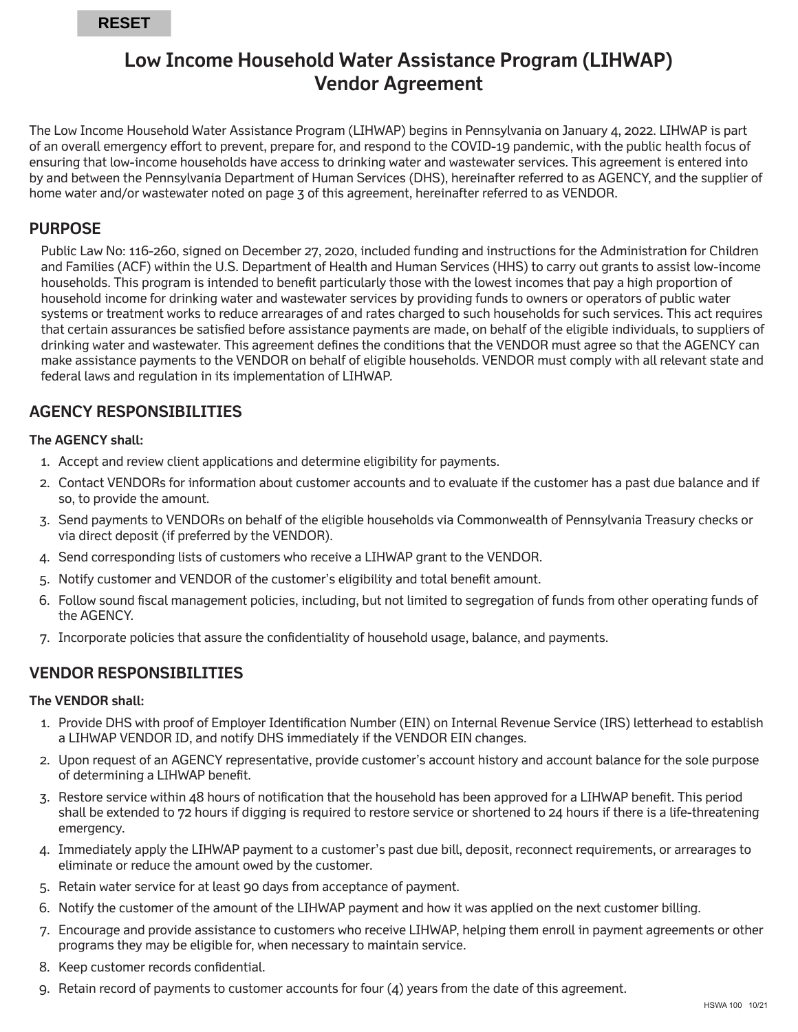# Low Income Household Water Assistance Program (LIHWAP) Vendor Agreement

The Low Income Household Water Assistance Program (LIHWAP) begins in Pennsylvania on January 4, 2022. LIHWAP is part of an overall emergency effort to prevent, prepare for, and respond to the COVID-19 pandemic, with the public health focus of ensuring that low-income households have access to drinking water and wastewater services. This agreement is entered into by and between the Pennsylvania Department of Human Services (DHS), hereinafter referred to as AGENCY, and the supplier of home water and/or wastewater noted on page 3 of this agreement, hereinafter referred to as VENDOR.

## PURPOSE

Public Law No: 116-260, signed on December 27, 2020, included funding and instructions for the Administration for Children and Families (ACF) within the U.S. Department of Health and Human Services (HHS) to carry out grants to assist low-income households. This program is intended to benefit particularly those with the lowest incomes that pay a high proportion of household income for drinking water and wastewater services by providing funds to owners or operators of public water systems or treatment works to reduce arrearages of and rates charged to such households for such services. This act requires that certain assurances be satisfied before assistance payments are made, on behalf of the eligible individuals, to suppliers of drinking water and wastewater. This agreement defines the conditions that the VENDOR must agree so that the AGENCY can make assistance payments to the VENDOR on behalf of eligible households. VENDOR must comply with all relevant state and federal laws and regulation in its implementation of LIHWAP.

## AGENCY RESPONSIBILITIES

**The AGENCY shall:**

1. Accept and review client applications and determine eligibility for payments.
2. Contact VENDORs for information about customer accounts and to evaluate if the customer has a past due balance and if so, to provide the amount.
3. Send payments to VENDORs on behalf of the eligible households via Commonwealth of Pennsylvania Treasury checks or via direct deposit (if preferred by the VENDOR).
4. Send corresponding lists of customers who receive a LIHWAP grant to the VENDOR.
5. Notify customer and VENDOR of the customer's eligibility and total benefit amount.
6. Follow sound fiscal management policies, including, but not limited to segregation of funds from other operating funds of the AGENCY.
7. Incorporate policies that assure the confidentiality of household usage, balance, and payments.

## VENDOR RESPONSIBILITIES

**The VENDOR shall:**

1. Provide DHS with proof of Employer Identification Number (EIN) on Internal Revenue Service (IRS) letterhead to establish a LIHWAP VENDOR ID, and notify DHS immediately if the VENDOR EIN changes.
2. Upon request of an AGENCY representative, provide customer's account history and account balance for the sole purpose of determining a LIHWAP benefit.
3. Restore service within 48 hours of notification that the household has been approved for a LIHWAP benefit. This period shall be extended to 72 hours if digging is required to restore service or shortened to 24 hours if there is a life-threatening emergency.
4. Immediately apply the LIHWAP payment to a customer's past due bill, deposit, reconnect requirements, or arrearages to eliminate or reduce the amount owed by the customer.
5. Retain water service for at least 90 days from acceptance of payment.
6. Notify the customer of the amount of the LIHWAP payment and how it was applied on the next customer billing.
7. Encourage and provide assistance to customers who receive LIHWAP, helping them enroll in payment agreements or other programs they may be eligible for, when necessary to maintain service.
8. Keep customer records confidential.
9. Retain record of payments to customer accounts for four (4) years from the date of this agreement.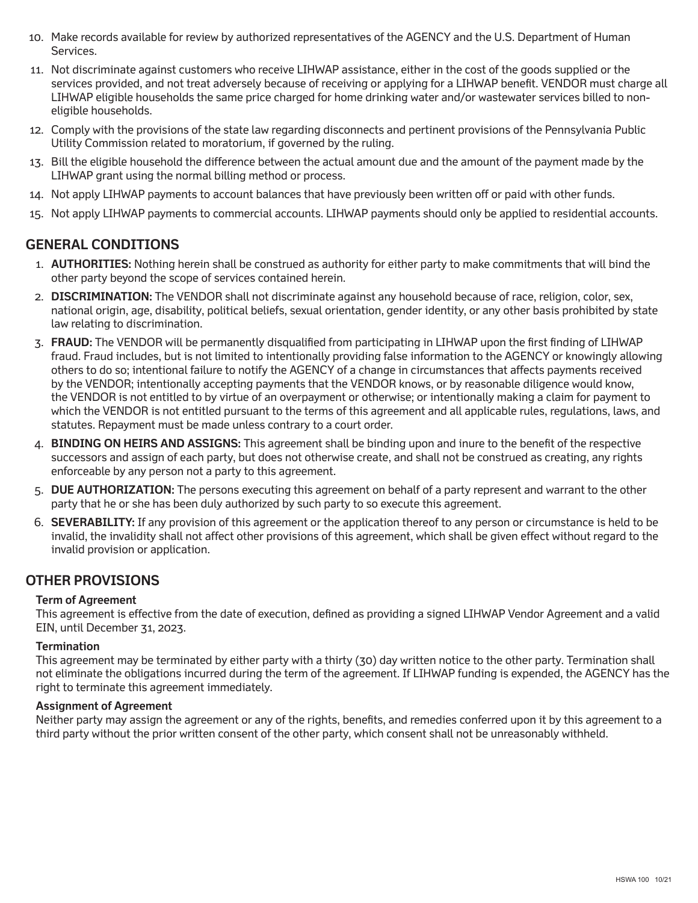10. Make records available for review by authorized representatives of the AGENCY and the U.S. Department of Human Services.
11. Not discriminate against customers who receive LIHWAP assistance, either in the cost of the goods supplied or the services provided, and not treat adversely because of receiving or applying for a LIHWAP benefit. VENDOR must charge all LIHWAP eligible households the same price charged for home drinking water and/or wastewater services billed to non-eligible households.
12. Comply with the provisions of the state law regarding disconnects and pertinent provisions of the Pennsylvania Public Utility Commission related to moratorium, if governed by the ruling.
13. Bill the eligible household the difference between the actual amount due and the amount of the payment made by the LIHWAP grant using the normal billing method or process.
14. Not apply LIHWAP payments to account balances that have previously been written off or paid with other funds.
15. Not apply LIHWAP payments to commercial accounts. LIHWAP payments should only be applied to residential accounts.

## GENERAL CONDITIONS

1. **AUTHORITIES:** Nothing herein shall be construed as authority for either party to make commitments that will bind the other party beyond the scope of services contained herein.
2. **DISCRIMINATION:** The VENDOR shall not discriminate against any household because of race, religion, color, sex, national origin, age, disability, political beliefs, sexual orientation, gender identity, or any other basis prohibited by state law relating to discrimination.
3. **FRAUD:** The VENDOR will be permanently disqualified from participating in LIHWAP upon the first finding of LIHWAP fraud. Fraud includes, but is not limited to intentionally providing false information to the AGENCY or knowingly allowing others to do so; intentional failure to notify the AGENCY of a change in circumstances that affects payments received by the VENDOR; intentionally accepting payments that the VENDOR knows, or by reasonable diligence would know, the VENDOR is not entitled to by virtue of an overpayment or otherwise; or intentionally making a claim for payment to which the VENDOR is not entitled pursuant to the terms of this agreement and all applicable rules, regulations, laws, and statutes. Repayment must be made unless contrary to a court order.
4. **BINDING ON HEIRS AND ASSIGNS:** This agreement shall be binding upon and inure to the benefit of the respective successors and assign of each party, but does not otherwise create, and shall not be construed as creating, any rights enforceable by any person not a party to this agreement.
5. **DUE AUTHORIZATION:** The persons executing this agreement on behalf of a party represent and warrant to the other party that he or she has been duly authorized by such party to so execute this agreement.
6. **SEVERABILITY:** If any provision of this agreement or the application thereof to any person or circumstance is held to be invalid, the invalidity shall not affect other provisions of this agreement, which shall be given effect without regard to the invalid provision or application.

## OTHER PROVISIONS

**Term of Agreement**

This agreement is effective from the date of execution, defined as providing a signed LIHWAP Vendor Agreement and a valid EIN, until December 31, 2023.

**Termination**

This agreement may be terminated by either party with a thirty (30) day written notice to the other party. Termination shall not eliminate the obligations incurred during the term of the agreement. If LIHWAP funding is expended, the AGENCY has the right to terminate this agreement immediately.

**Assignment of Agreement**

Neither party may assign the agreement or any of the rights, benefits, and remedies conferred upon it by this agreement to a third party without the prior written consent of the other party, which consent shall not be unreasonably withheld.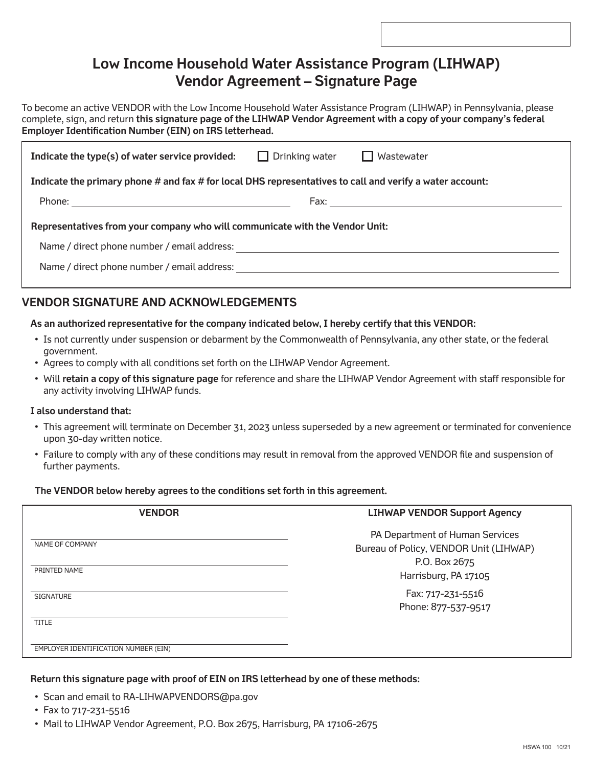# Low Income Household Water Assistance Program (LIHWAP) Vendor Agreement – Signature Page

To become an active VENDOR with the Low Income Household Water Assistance Program (LIHWAP) in Pennsylvania, please complete, sign, and return **this signature page of the LIHWAP Vendor Agreement with a copy of your company's federal Employer Identification Number (EIN) on IRS letterhead.**

**Indicate the type(s) of water service provided:** ☐ Drinking water ☐ Wastewater

**Indicate the primary phone # and fax # for local DHS representatives to call and verify a water account:**

Phone: ______________________ Fax: ______________________

**Representatives from your company who will communicate with the Vendor Unit:**

Name / direct phone number / email address: ______________________

Name / direct phone number / email address: ______________________

## VENDOR SIGNATURE AND ACKNOWLEDGEMENTS

**As an authorized representative for the company indicated below, I hereby certify that this VENDOR:**

- Is not currently under suspension or debarment by the Commonwealth of Pennsylvania, any other state, or the federal government.
- Agrees to comply with all conditions set forth on the LIHWAP Vendor Agreement.
- Will **retain a copy of this signature page** for reference and share the LIHWAP Vendor Agreement with staff responsible for any activity involving LIHWAP funds.

**I also understand that:**

- This agreement will terminate on December 31, 2023 unless superseded by a new agreement or terminated for convenience upon 30-day written notice.
- Failure to comply with any of these conditions may result in removal from the approved VENDOR file and suspension of further payments.

**The VENDOR below hereby agrees to the conditions set forth in this agreement.**

| VENDOR | LIHWAP VENDOR Support Agency |
|---|---|
| NAME OF COMPANY | PA Department of Human Services<br>Bureau of Policy, VENDOR Unit (LIHWAP)<br>P.O. Box 2675<br>Harrisburg, PA 17105 |
| PRINTED NAME | Fax: 717-231-5516<br>Phone: 877-537-9517 |
| SIGNATURE | |
| TITLE | |
| EMPLOYER IDENTIFICATION NUMBER (EIN) | |

**Return this signature page with proof of EIN on IRS letterhead by one of these methods:**

- Scan and email to RA-LIHWAPVENDORS@pa.gov
- Fax to 717-231-5516
- Mail to LIHWAP Vendor Agreement, P.O. Box 2675, Harrisburg, PA 17106-2675

HSWA 100 10/21